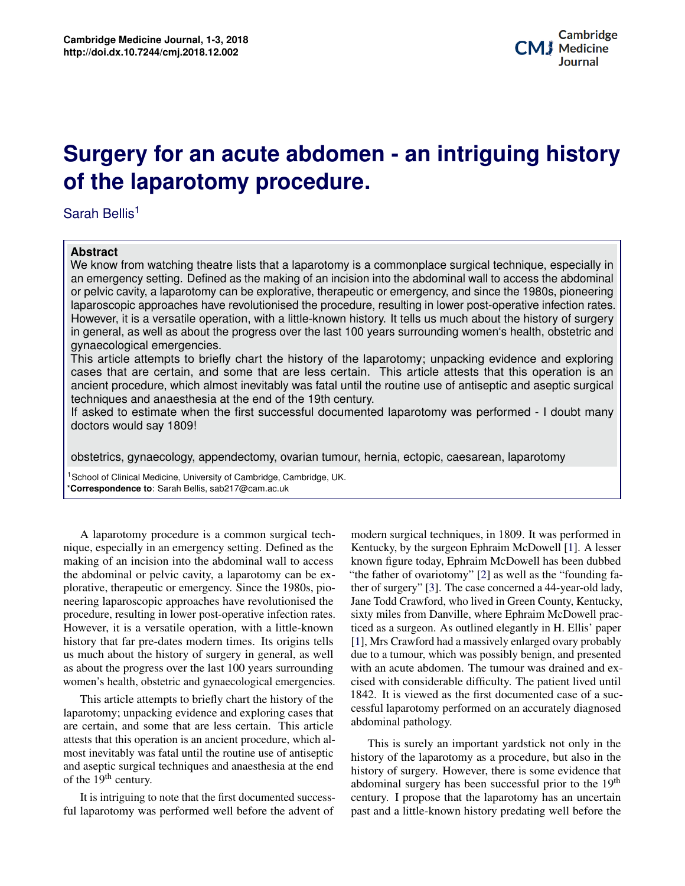# Surgery for an acute abdomen - an intriguing history of the laparotomy procedure.

Sarah Bellis[1]

**Abstract**

We know from watching theatre lists that a laparotomy is a commonplace surgical technique, especially in an emergency setting. Defined as the making of an incision into the abdominal wall to access the abdominal or pelvic cavity, a laparotomy can be explorative, therapeutic or emergency, and since the 1980s, pioneering laparoscopic approaches have revolutionised the procedure, resulting in lower post-operative infection rates. However, it is a versatile operation, with a little-known history. It tells us much about the history of surgery in general, as well as about the progress over the last 100 years surrounding women's health, obstetric and gynaecological emergencies.

This article attempts to briefly chart the history of the laparotomy; unpacking evidence and exploring cases that are certain, and some that are less certain. This article attests that this operation is an ancient procedure, which almost inevitably was fatal until the routine use of antiseptic and aseptic surgical techniques and anaesthesia at the end of the 19th century.

If asked to estimate when the first successful documented laparotomy was performed - I doubt many doctors would say 1809!

obstetrics, gynaecology, appendectomy, ovarian tumour, hernia, ectopic, caesarean, laparotomy

[1]School of Clinical Medicine, University of Cambridge, Cambridge, UK.
***Correspondence to**: Sarah Bellis, sab217@cam.ac.uk

A laparotomy procedure is a common surgical technique, especially in an emergency setting. Defined as the making of an incision into the abdominal wall to access the abdominal or pelvic cavity, a laparotomy can be explorative, therapeutic or emergency. Since the 1980s, pioneering laparoscopic approaches have revolutionised the procedure, resulting in lower post-operative infection rates. However, it is a versatile operation, with a little-known history that far pre-dates modern times. Its origins tells us much about the history of surgery in general, as well as about the progress over the last 100 years surrounding women's health, obstetric and gynaecological emergencies.

This article attempts to briefly chart the history of the laparotomy; unpacking evidence and exploring cases that are certain, and some that are less certain. This article attests that this operation is an ancient procedure, which almost inevitably was fatal until the routine use of antiseptic and aseptic surgical techniques and anaesthesia at the end of the 19th century.

It is intriguing to note that the first documented successful laparotomy was performed well before the advent of modern surgical techniques, in 1809. It was performed in Kentucky, by the surgeon Ephraim McDowell [1]. A lesser known figure today, Ephraim McDowell has been dubbed "the father of ovariotomy" [2] as well as the "founding father of surgery" [3]. The case concerned a 44-year-old lady, Jane Todd Crawford, who lived in Green County, Kentucky, sixty miles from Danville, where Ephraim McDowell practiced as a surgeon. As outlined elegantly in H. Ellis' paper [1], Mrs Crawford had a massively enlarged ovary probably due to a tumour, which was possibly benign, and presented with an acute abdomen. The tumour was drained and excised with considerable difficulty. The patient lived until 1842. It is viewed as the first documented case of a successful laparotomy performed on an accurately diagnosed abdominal pathology.

This is surely an important yardstick not only in the history of the laparotomy as a procedure, but also in the history of surgery. However, there is some evidence that abdominal surgery has been successful prior to the 19th century. I propose that the laparotomy has an uncertain past and a little-known history predating well before the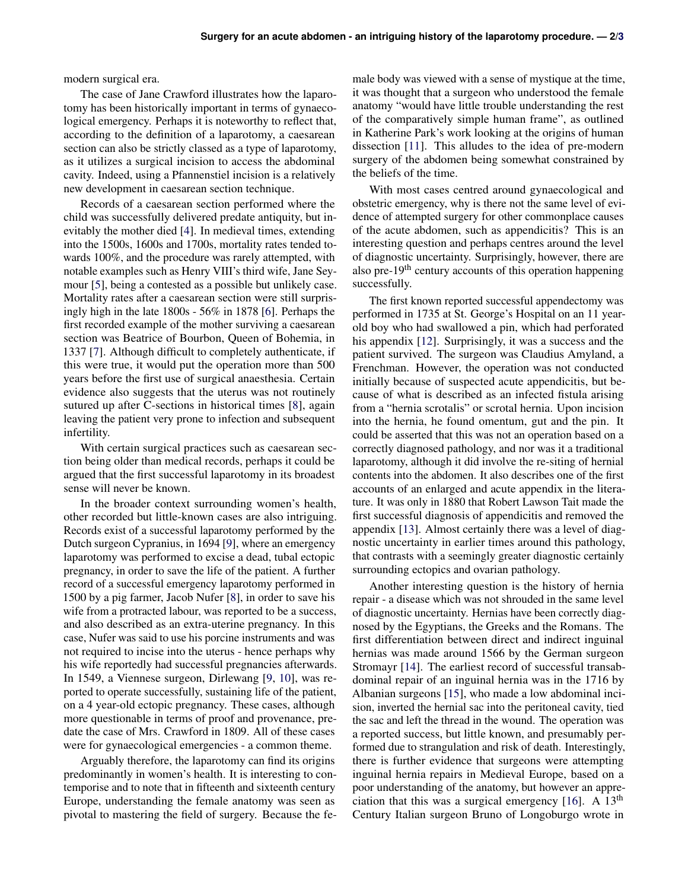modern surgical era.

The case of Jane Crawford illustrates how the laparotomy has been historically important in terms of gynaecological emergency. Perhaps it is noteworthy to reflect that, according to the definition of a laparotomy, a caesarean section can also be strictly classed as a type of laparotomy, as it utilizes a surgical incision to access the abdominal cavity. Indeed, using a Pfannenstiel incision is a relatively new development in caesarean section technique.

Records of a caesarean section performed where the child was successfully delivered predate antiquity, but inevitably the mother died [4]. In medieval times, extending into the 1500s, 1600s and 1700s, mortality rates tended towards 100%, and the procedure was rarely attempted, with notable examples such as Henry VIII's third wife, Jane Seymour [5], being a contested as a possible but unlikely case. Mortality rates after a caesarean section were still surprisingly high in the late 1800s - 56% in 1878 [6]. Perhaps the first recorded example of the mother surviving a caesarean section was Beatrice of Bourbon, Queen of Bohemia, in 1337 [7]. Although difficult to completely authenticate, if this were true, it would put the operation more than 500 years before the first use of surgical anaesthesia. Certain evidence also suggests that the uterus was not routinely sutured up after C-sections in historical times [8], again leaving the patient very prone to infection and subsequent infertility.

With certain surgical practices such as caesarean section being older than medical records, perhaps it could be argued that the first successful laparotomy in its broadest sense will never be known.

In the broader context surrounding women's health, other recorded but little-known cases are also intriguing. Records exist of a successful laparotomy performed by the Dutch surgeon Cypranius, in 1694 [9], where an emergency laparotomy was performed to excise a dead, tubal ectopic pregnancy, in order to save the life of the patient. A further record of a successful emergency laparotomy performed in 1500 by a pig farmer, Jacob Nufer [8], in order to save his wife from a protracted labour, was reported to be a success, and also described as an extra-uterine pregnancy. In this case, Nufer was said to use his porcine instruments and was not required to incise into the uterus - hence perhaps why his wife reportedly had successful pregnancies afterwards. In 1549, a Viennese surgeon, Dirlewang [9, 10], was reported to operate successfully, sustaining life of the patient, on a 4 year-old ectopic pregnancy. These cases, although more questionable in terms of proof and provenance, predate the case of Mrs. Crawford in 1809. All of these cases were for gynaecological emergencies - a common theme.

Arguably therefore, the laparotomy can find its origins predominantly in women's health. It is interesting to contemporise and to note that in fifteenth and sixteenth century Europe, understanding the female anatomy was seen as pivotal to mastering the field of surgery. Because the female body was viewed with a sense of mystique at the time, it was thought that a surgeon who understood the female anatomy "would have little trouble understanding the rest of the comparatively simple human frame", as outlined in Katherine Park's work looking at the origins of human dissection [11]. This alludes to the idea of pre-modern surgery of the abdomen being somewhat constrained by the beliefs of the time.

With most cases centred around gynaecological and obstetric emergency, why is there not the same level of evidence of attempted surgery for other commonplace causes of the acute abdomen, such as appendicitis? This is an interesting question and perhaps centres around the level of diagnostic uncertainty. Surprisingly, however, there are also pre-19th century accounts of this operation happening successfully.

The first known reported successful appendectomy was performed in 1735 at St. George's Hospital on an 11 year-old boy who had swallowed a pin, which had perforated his appendix [12]. Surprisingly, it was a success and the patient survived. The surgeon was Claudius Amyland, a Frenchman. However, the operation was not conducted initially because of suspected acute appendicitis, but because of what is described as an infected fistula arising from a "hernia scrotalis" or scrotal hernia. Upon incision into the hernia, he found omentum, gut and the pin. It could be asserted that this was not an operation based on a correctly diagnosed pathology, and nor was it a traditional laparotomy, although it did involve the re-siting of hernial contents into the abdomen. It also describes one of the first accounts of an enlarged and acute appendix in the literature. It was only in 1880 that Robert Lawson Tait made the first successful diagnosis of appendicitis and removed the appendix [13]. Almost certainly there was a level of diagnostic uncertainty in earlier times around this pathology, that contrasts with a seemingly greater diagnostic certainly surrounding ectopics and ovarian pathology.

Another interesting question is the history of hernia repair - a disease which was not shrouded in the same level of diagnostic uncertainty. Hernias have been correctly diagnosed by the Egyptians, the Greeks and the Romans. The first differentiation between direct and indirect inguinal hernias was made around 1566 by the German surgeon Stromayr [14]. The earliest record of successful transabdominal repair of an inguinal hernia was in the 1716 by Albanian surgeons [15], who made a low abdominal incision, inverted the hernial sac into the peritoneal cavity, tied the sac and left the thread in the wound. The operation was a reported success, but little known, and presumably performed due to strangulation and risk of death. Interestingly, there is further evidence that surgeons were attempting inguinal hernia repairs in Medieval Europe, based on a poor understanding of the anatomy, but however an appreciation that this was a surgical emergency [16]. A 13th Century Italian surgeon Bruno of Longoburgo wrote in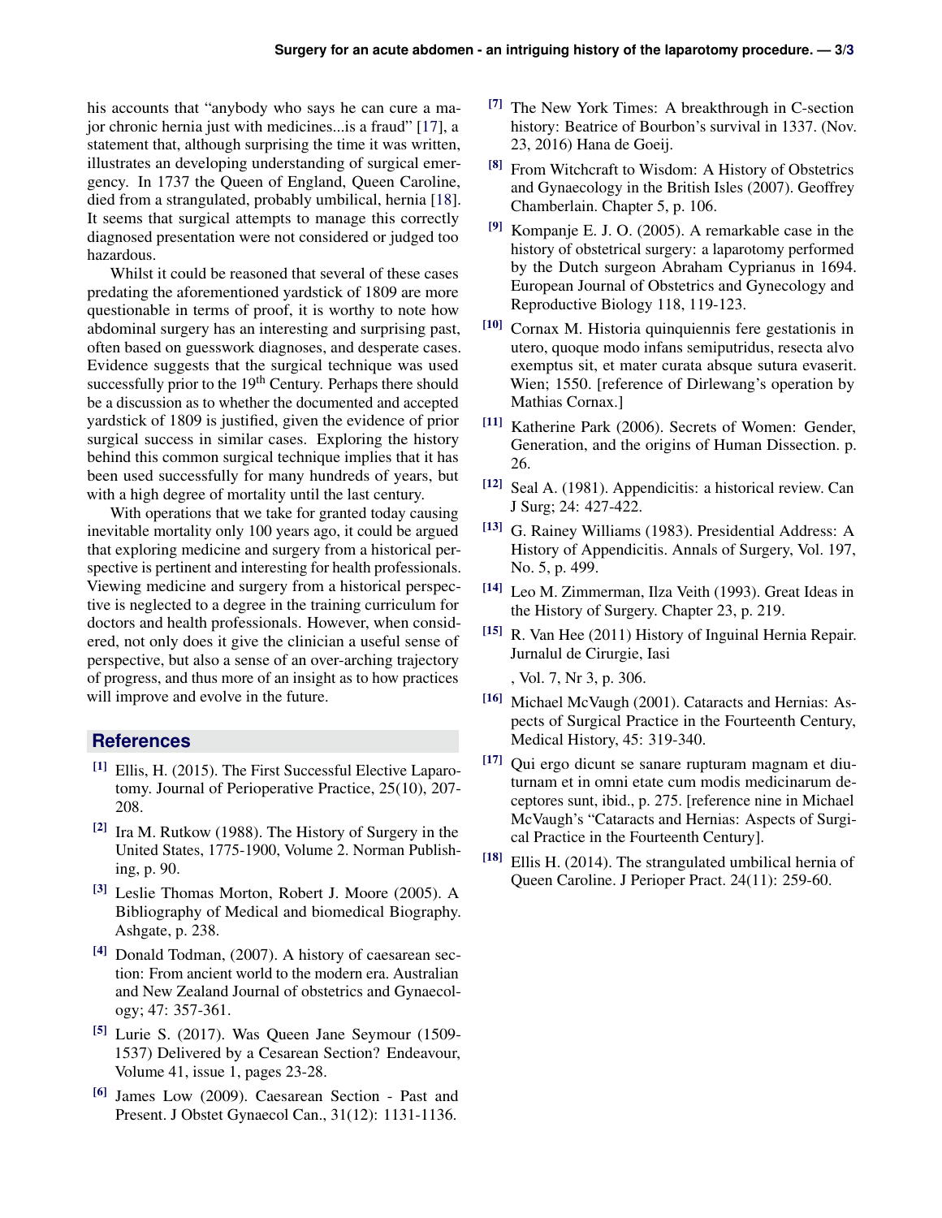his accounts that "anybody who says he can cure a major chronic hernia just with medicines...is a fraud" [17], a statement that, although surprising the time it was written, illustrates an developing understanding of surgical emergency. In 1737 the Queen of England, Queen Caroline, died from a strangulated, probably umbilical, hernia [18]. It seems that surgical attempts to manage this correctly diagnosed presentation were not considered or judged too hazardous.

Whilst it could be reasoned that several of these cases predating the aforementioned yardstick of 1809 are more questionable in terms of proof, it is worthy to note how abdominal surgery has an interesting and surprising past, often based on guesswork diagnoses, and desperate cases. Evidence suggests that the surgical technique was used successfully prior to the 19th Century. Perhaps there should be a discussion as to whether the documented and accepted yardstick of 1809 is justified, given the evidence of prior surgical success in similar cases. Exploring the history behind this common surgical technique implies that it has been used successfully for many hundreds of years, but with a high degree of mortality until the last century.

With operations that we take for granted today causing inevitable mortality only 100 years ago, it could be argued that exploring medicine and surgery from a historical perspective is pertinent and interesting for health professionals. Viewing medicine and surgery from a historical perspective is neglected to a degree in the training curriculum for doctors and health professionals. However, when considered, not only does it give the clinician a useful sense of perspective, but also a sense of an over-arching trajectory of progress, and thus more of an insight as to how practices will improve and evolve in the future.

## References

[1] Ellis, H. (2015). The First Successful Elective Laparotomy. Journal of Perioperative Practice, 25(10), 207-208.

[2] Ira M. Rutkow (1988). The History of Surgery in the United States, 1775-1900, Volume 2. Norman Publishing, p. 90.

[3] Leslie Thomas Morton, Robert J. Moore (2005). A Bibliography of Medical and biomedical Biography. Ashgate, p. 238.

[4] Donald Todman, (2007). A history of caesarean section: From ancient world to the modern era. Australian and New Zealand Journal of obstetrics and Gynaecology; 47: 357-361.

[5] Lurie S. (2017). Was Queen Jane Seymour (1509-1537) Delivered by a Cesarean Section? Endeavour, Volume 41, issue 1, pages 23-28.

[6] James Low (2009). Caesarean Section - Past and Present. J Obstet Gynaecol Can., 31(12): 1131-1136.

[7] The New York Times: A breakthrough in C-section history: Beatrice of Bourbon's survival in 1337. (Nov. 23, 2016) Hana de Goeij.

[8] From Witchcraft to Wisdom: A History of Obstetrics and Gynaecology in the British Isles (2007). Geoffrey Chamberlain. Chapter 5, p. 106.

[9] Kompanje E. J. O. (2005). A remarkable case in the history of obstetrical surgery: a laparotomy performed by the Dutch surgeon Abraham Cyprianus in 1694. European Journal of Obstetrics and Gynecology and Reproductive Biology 118, 119-123.

[10] Cornax M. Historia quinquiennis fere gestationis in utero, quoque modo infans semiputridus, resecta alvo exemptus sit, et mater curata absque sutura evaserit. Wien; 1550. [reference of Dirlewang's operation by Mathias Cornax.]

[11] Katherine Park (2006). Secrets of Women: Gender, Generation, and the origins of Human Dissection. p. 26.

[12] Seal A. (1981). Appendicitis: a historical review. Can J Surg; 24: 427-422.

[13] G. Rainey Williams (1983). Presidential Address: A History of Appendicitis. Annals of Surgery, Vol. 197, No. 5, p. 499.

[14] Leo M. Zimmerman, Ilza Veith (1993). Great Ideas in the History of Surgery. Chapter 23, p. 219.

[15] R. Van Hee (2011) History of Inguinal Hernia Repair. Jurnalul de Cirurgie, Iasi

, Vol. 7, Nr 3, p. 306.

[16] Michael McVaugh (2001). Cataracts and Hernias: Aspects of Surgical Practice in the Fourteenth Century, Medical History, 45: 319-340.

[17] Qui ergo dicunt se sanare rupturam magnam et diuturnam et in omni etate cum modis medicinarum deceptores sunt, ibid., p. 275. [reference nine in Michael McVaugh's "Cataracts and Hernias: Aspects of Surgical Practice in the Fourteenth Century].

[18] Ellis H. (2014). The strangulated umbilical hernia of Queen Caroline. J Perioper Pract. 24(11): 259-60.